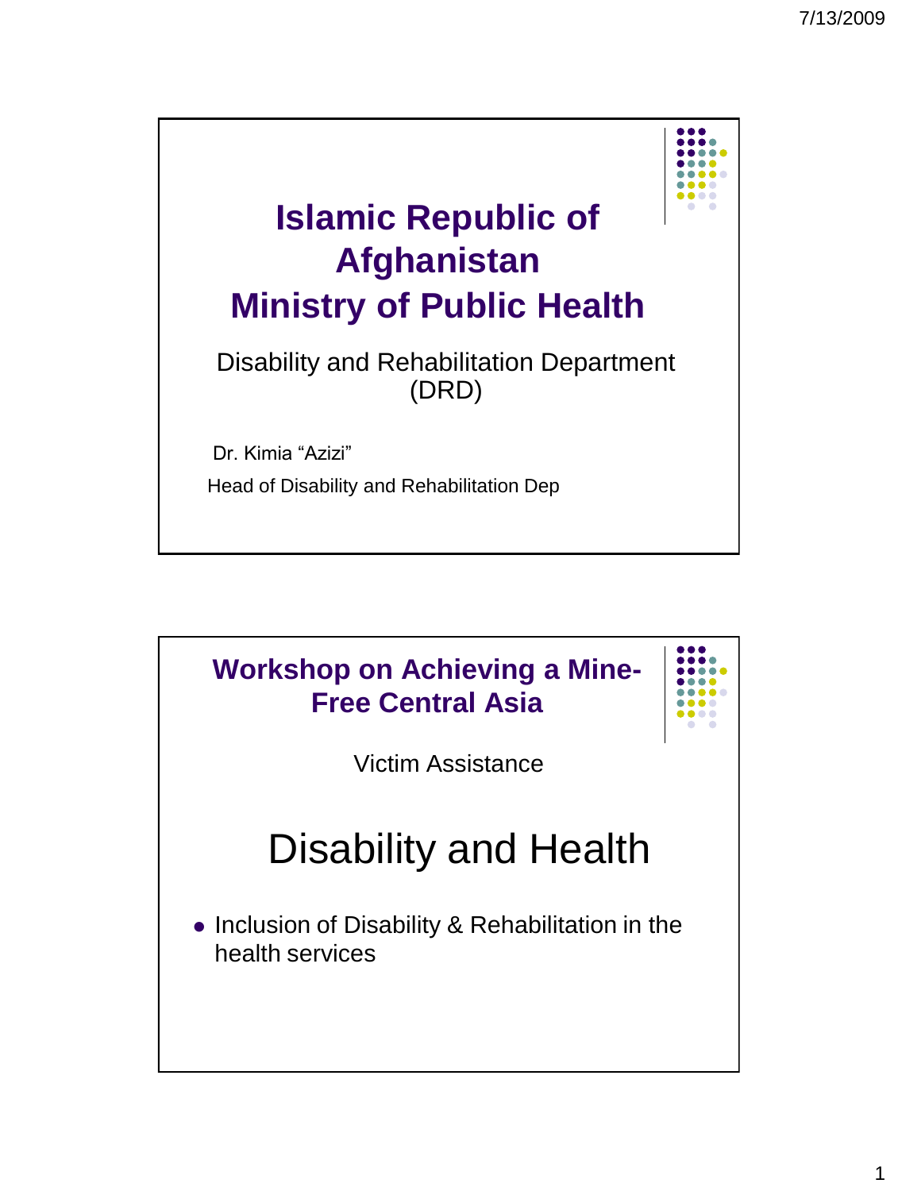# Islamic Republic of Afghanistan
# Ministry of Public Health

Disability and Rehabilitation Department (DRD)

Dr. Kimia "Azizi"

Head of Disability and Rehabilitation Dep

## Workshop on Achieving a Mine-Free Central Asia

Victim Assistance

# Disability and Health

- Inclusion of Disability & Rehabilitation in the health services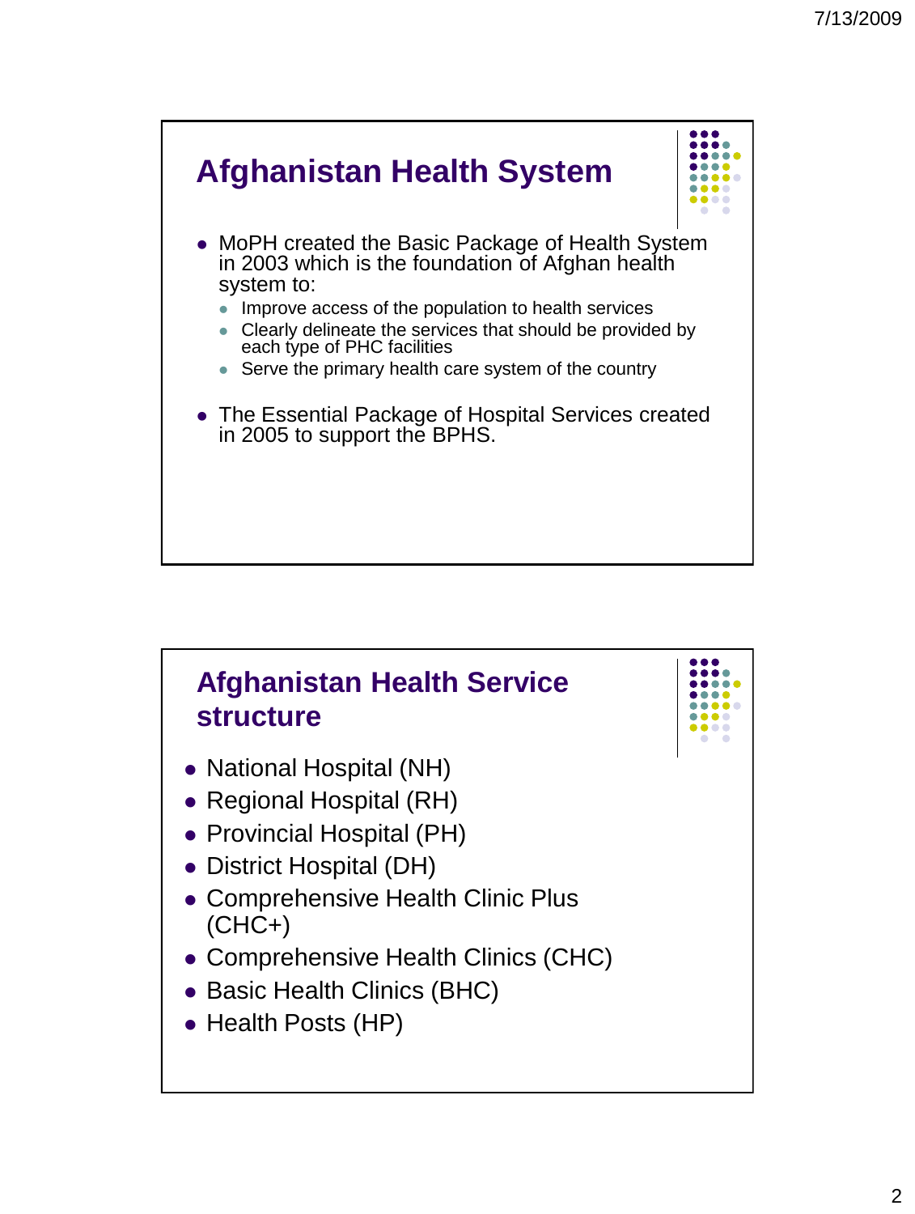## Afghanistan Health System

- MoPH created the Basic Package of Health System in 2003 which is the foundation of Afghan health system to:
  - Improve access of the population to health services
  - Clearly delineate the services that should be provided by each type of PHC facilities
  - Serve the primary health care system of the country
- The Essential Package of Hospital Services created in 2005 to support the BPHS.

## Afghanistan Health Service structure

- National Hospital (NH)
- Regional Hospital (RH)
- Provincial Hospital (PH)
- District Hospital (DH)
- Comprehensive Health Clinic Plus (CHC+)
- Comprehensive Health Clinics (CHC)
- Basic Health Clinics (BHC)
- Health Posts (HP)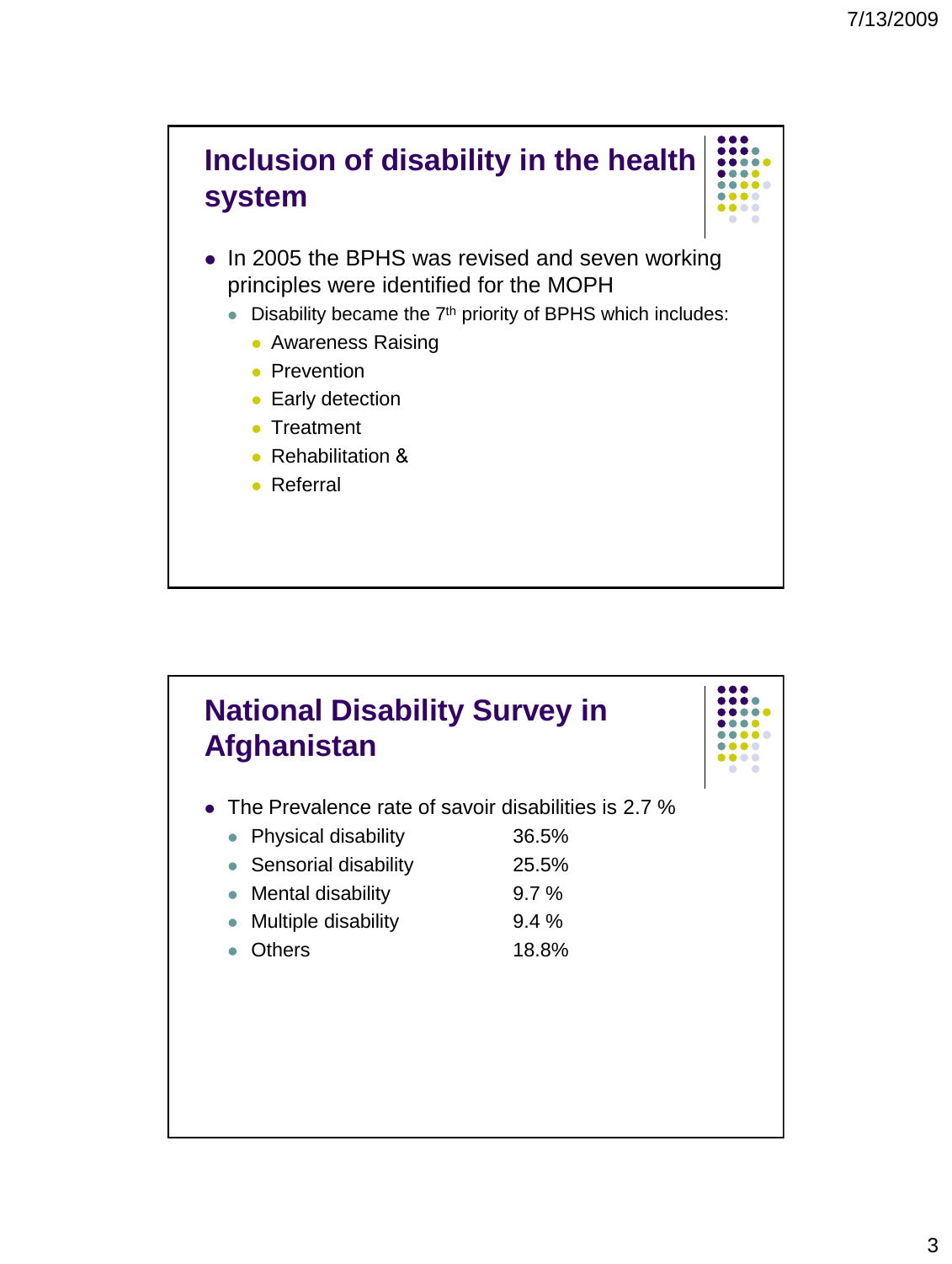## Inclusion of disability in the health system

- In 2005 the BPHS was revised and seven working principles were identified for the MOPH
  - Disability became the 7th priority of BPHS which includes:
    - Awareness Raising
    - Prevention
    - Early detection
    - Treatment
    - Rehabilitation &
    - Referral

## National Disability Survey in Afghanistan

- The Prevalence rate of savoir disabilities is 2.7 %
  - Physical disability 36.5%
  - Sensorial disability 25.5%
  - Mental disability 9.7 %
  - Multiple disability 9.4 %
  - Others 18.8%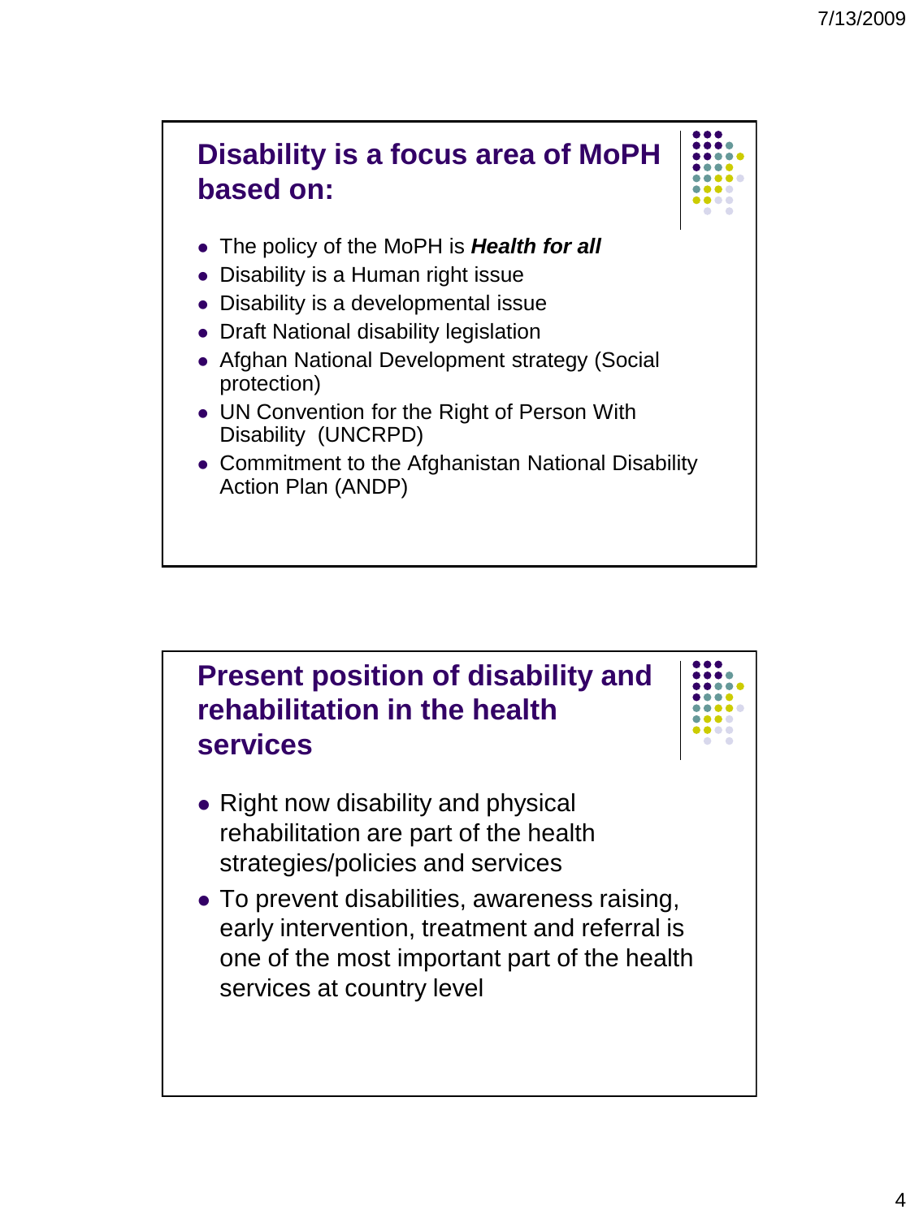## Disability is a focus area of MoPH based on:

- The policy of the MoPH is ***Health for all***
- Disability is a Human right issue
- Disability is a developmental issue
- Draft National disability legislation
- Afghan National Development strategy (Social protection)
- UN Convention for the Right of Person With Disability (UNCRPD)
- Commitment to the Afghanistan National Disability Action Plan (ANDP)

## Present position of disability and rehabilitation in the health services

- Right now disability and physical rehabilitation are part of the health strategies/policies and services
- To prevent disabilities, awareness raising, early intervention, treatment and referral is one of the most important part of the health services at country level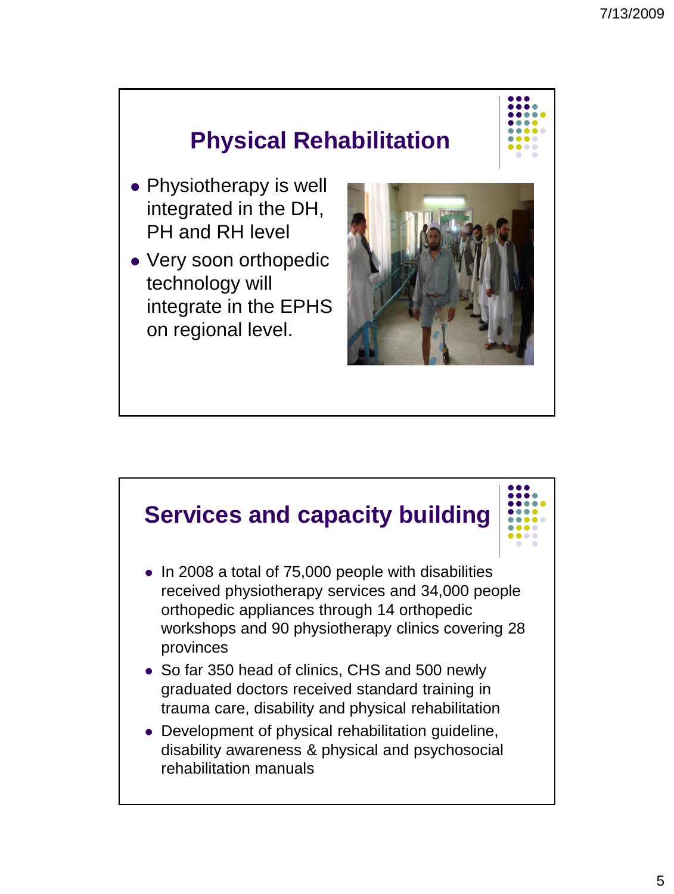## Physical Rehabilitation

- Physiotherapy is well integrated in the DH, PH and RH level
- Very soon orthopedic technology will integrate in the EPHS on regional level.

## Services and capacity building

- In 2008 a total of 75,000 people with disabilities received physiotherapy services and 34,000 people orthopedic appliances through 14 orthopedic workshops and 90 physiotherapy clinics covering 28 provinces
- So far 350 head of clinics, CHS and 500 newly graduated doctors received standard training in trauma care, disability and physical rehabilitation
- Development of physical rehabilitation guideline, disability awareness & physical and psychosocial rehabilitation manuals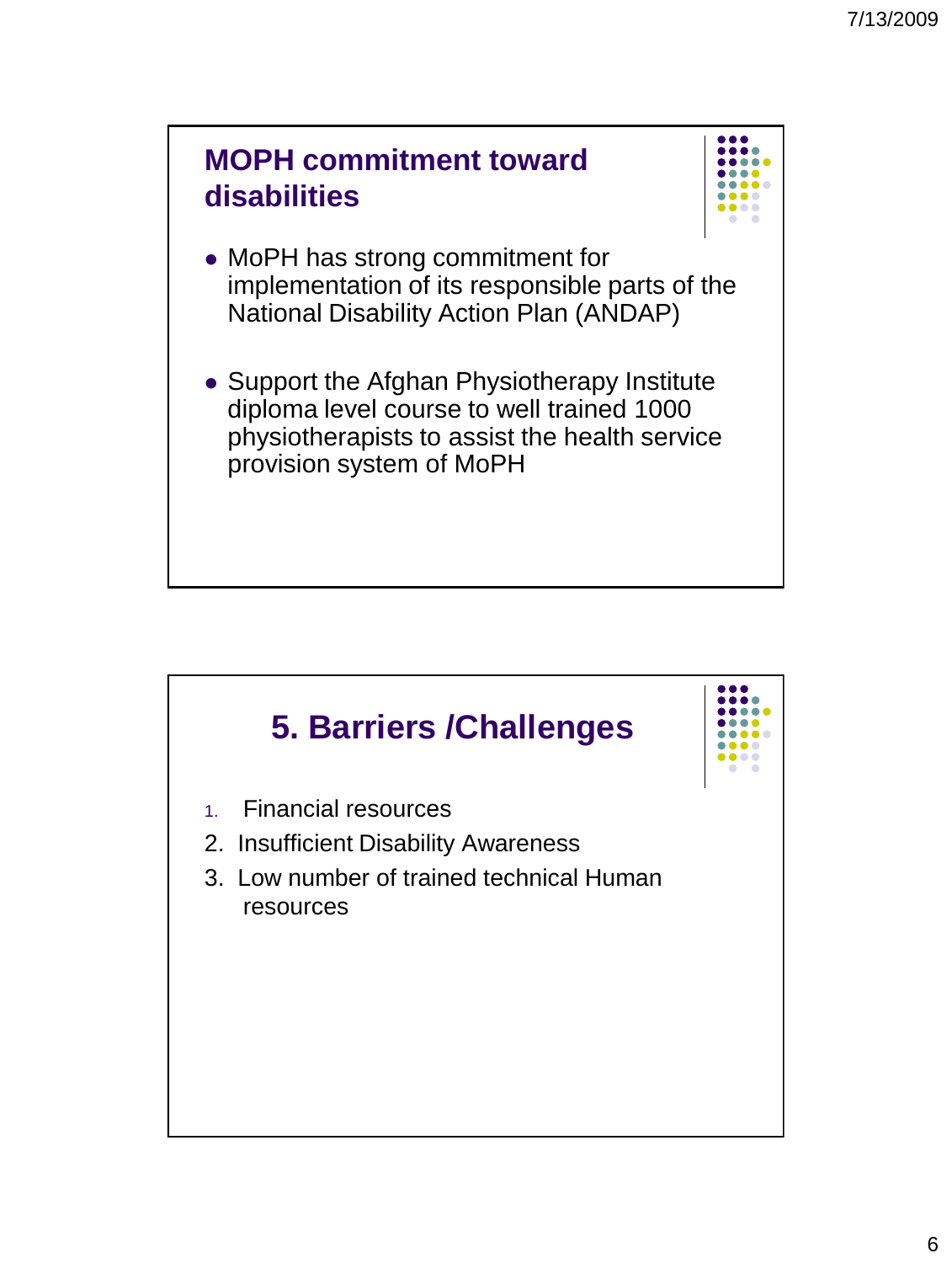## MOPH commitment toward disabilities

- MoPH has strong commitment for implementation of its responsible parts of the National Disability Action Plan (ANDAP)
- Support the Afghan Physiotherapy Institute diploma level course to well trained 1000 physiotherapists to assist the health service provision system of MoPH

## 5. Barriers /Challenges

1. Financial resources
2. Insufficient Disability Awareness
3. Low number of trained technical Human resources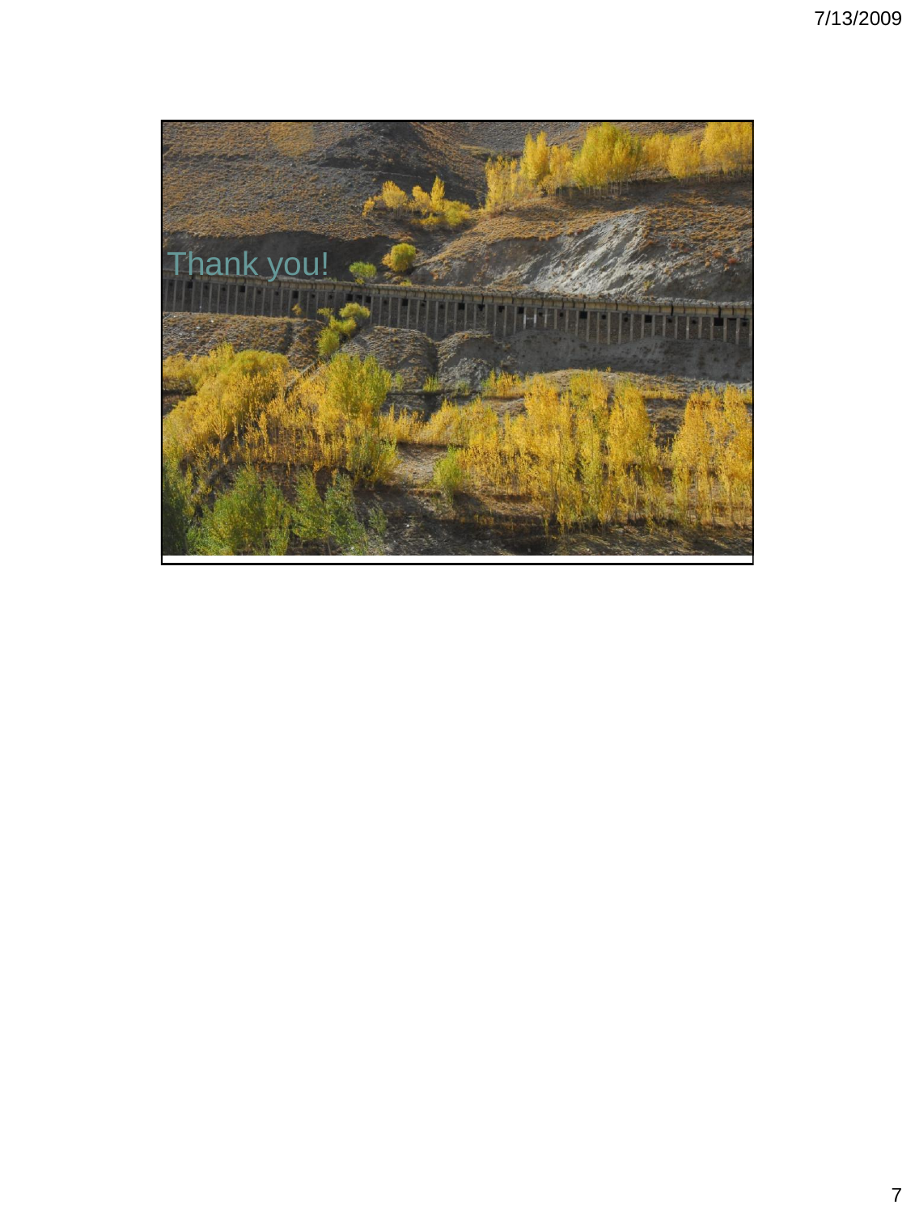Thank you!